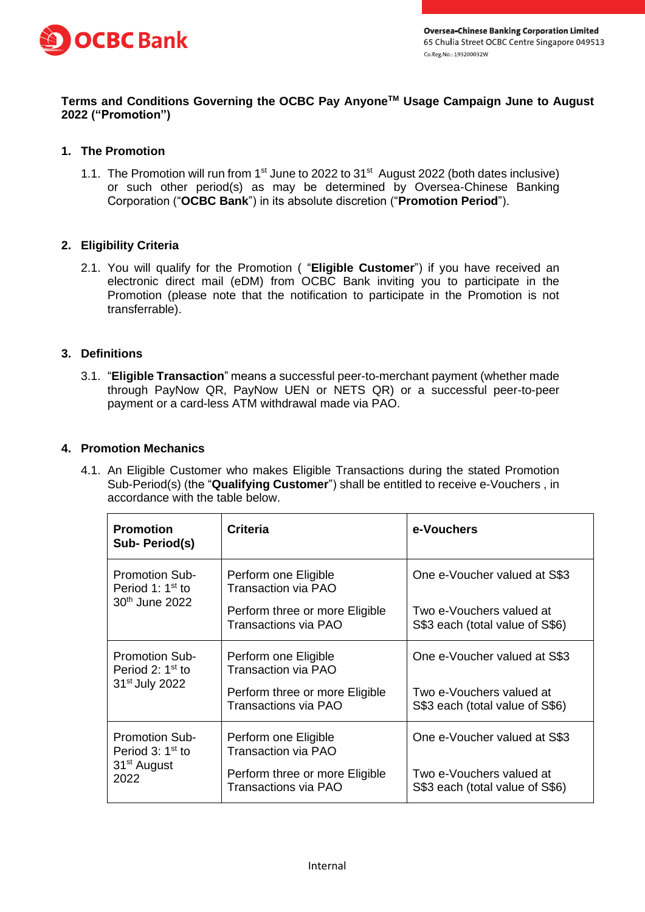**Terms and Conditions Governing the OCBC Pay Anyone™ Usage Campaign June to August 2022 ("Promotion")**

## 1. The Promotion

1.1. The Promotion will run from 1st June to 2022 to 31st August 2022 (both dates inclusive) or such other period(s) as may be determined by Oversea-Chinese Banking Corporation ("**OCBC Bank**") in its absolute discretion ("**Promotion Period**").

## 2. Eligibility Criteria

2.1. You will qualify for the Promotion ( "**Eligible Customer**") if you have received an electronic direct mail (eDM) from OCBC Bank inviting you to participate in the Promotion (please note that the notification to participate in the Promotion is not transferrable).

## 3. Definitions

3.1. "**Eligible Transaction**" means a successful peer-to-merchant payment (whether made through PayNow QR, PayNow UEN or NETS QR) or a successful peer-to-peer payment or a card-less ATM withdrawal made via PAO.

## 4. Promotion Mechanics

4.1. An Eligible Customer who makes Eligible Transactions during the stated Promotion Sub-Period(s) (the "**Qualifying Customer**") shall be entitled to receive e-Vouchers , in accordance with the table below.

| **Promotion Sub- Period(s)** | **Criteria** | **e-Vouchers** |
|---|---|---|
| Promotion Sub-Period 1: 1st to 30th June 2022 | Perform one Eligible Transaction via PAO | One e-Voucher valued at S$3 |
| | Perform three or more Eligible Transactions via PAO | Two e-Vouchers valued at S$3 each (total value of S$6) |
| Promotion Sub-Period 2: 1st to 31st July 2022 | Perform one Eligible Transaction via PAO | One e-Voucher valued at S$3 |
| | Perform three or more Eligible Transactions via PAO | Two e-Vouchers valued at S$3 each (total value of S$6) |
| Promotion Sub-Period 3: 1st to 31st August 2022 | Perform one Eligible Transaction via PAO | One e-Voucher valued at S$3 |
| | Perform three or more Eligible Transactions via PAO | Two e-Vouchers valued at S$3 each (total value of S$6) |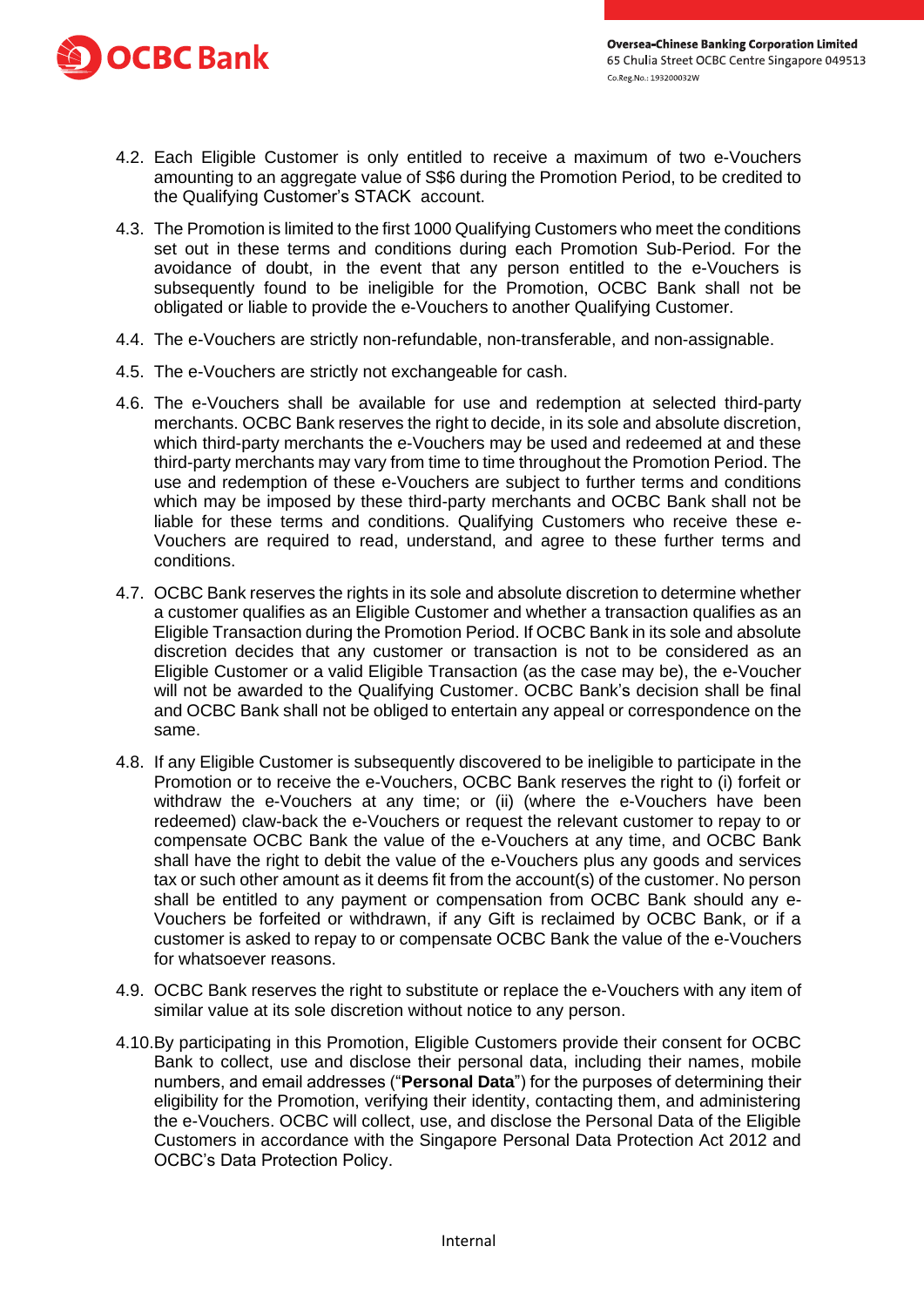4.2. Each Eligible Customer is only entitled to receive a maximum of two e-Vouchers amounting to an aggregate value of S$6 during the Promotion Period, to be credited to the Qualifying Customer's STACK account.

4.3. The Promotion is limited to the first 1000 Qualifying Customers who meet the conditions set out in these terms and conditions during each Promotion Sub-Period. For the avoidance of doubt, in the event that any person entitled to the e-Vouchers is subsequently found to be ineligible for the Promotion, OCBC Bank shall not be obligated or liable to provide the e-Vouchers to another Qualifying Customer.

4.4. The e-Vouchers are strictly non-refundable, non-transferable, and non-assignable.

4.5. The e-Vouchers are strictly not exchangeable for cash.

4.6. The e-Vouchers shall be available for use and redemption at selected third-party merchants. OCBC Bank reserves the right to decide, in its sole and absolute discretion, which third-party merchants the e-Vouchers may be used and redeemed at and these third-party merchants may vary from time to time throughout the Promotion Period. The use and redemption of these e-Vouchers are subject to further terms and conditions which may be imposed by these third-party merchants and OCBC Bank shall not be liable for these terms and conditions. Qualifying Customers who receive these e-Vouchers are required to read, understand, and agree to these further terms and conditions.

4.7. OCBC Bank reserves the rights in its sole and absolute discretion to determine whether a customer qualifies as an Eligible Customer and whether a transaction qualifies as an Eligible Transaction during the Promotion Period. If OCBC Bank in its sole and absolute discretion decides that any customer or transaction is not to be considered as an Eligible Customer or a valid Eligible Transaction (as the case may be), the e-Voucher will not be awarded to the Qualifying Customer. OCBC Bank's decision shall be final and OCBC Bank shall not be obliged to entertain any appeal or correspondence on the same.

4.8. If any Eligible Customer is subsequently discovered to be ineligible to participate in the Promotion or to receive the e-Vouchers, OCBC Bank reserves the right to (i) forfeit or withdraw the e-Vouchers at any time; or (ii) (where the e-Vouchers have been redeemed) claw-back the e-Vouchers or request the relevant customer to repay to or compensate OCBC Bank the value of the e-Vouchers at any time, and OCBC Bank shall have the right to debit the value of the e-Vouchers plus any goods and services tax or such other amount as it deems fit from the account(s) of the customer. No person shall be entitled to any payment or compensation from OCBC Bank should any e-Vouchers be forfeited or withdrawn, if any Gift is reclaimed by OCBC Bank, or if a customer is asked to repay to or compensate OCBC Bank the value of the e-Vouchers for whatsoever reasons.

4.9. OCBC Bank reserves the right to substitute or replace the e-Vouchers with any item of similar value at its sole discretion without notice to any person.

4.10. By participating in this Promotion, Eligible Customers provide their consent for OCBC Bank to collect, use and disclose their personal data, including their names, mobile numbers, and email addresses ("**Personal Data**") for the purposes of determining their eligibility for the Promotion, verifying their identity, contacting them, and administering the e-Vouchers. OCBC will collect, use, and disclose the Personal Data of the Eligible Customers in accordance with the Singapore Personal Data Protection Act 2012 and OCBC's Data Protection Policy.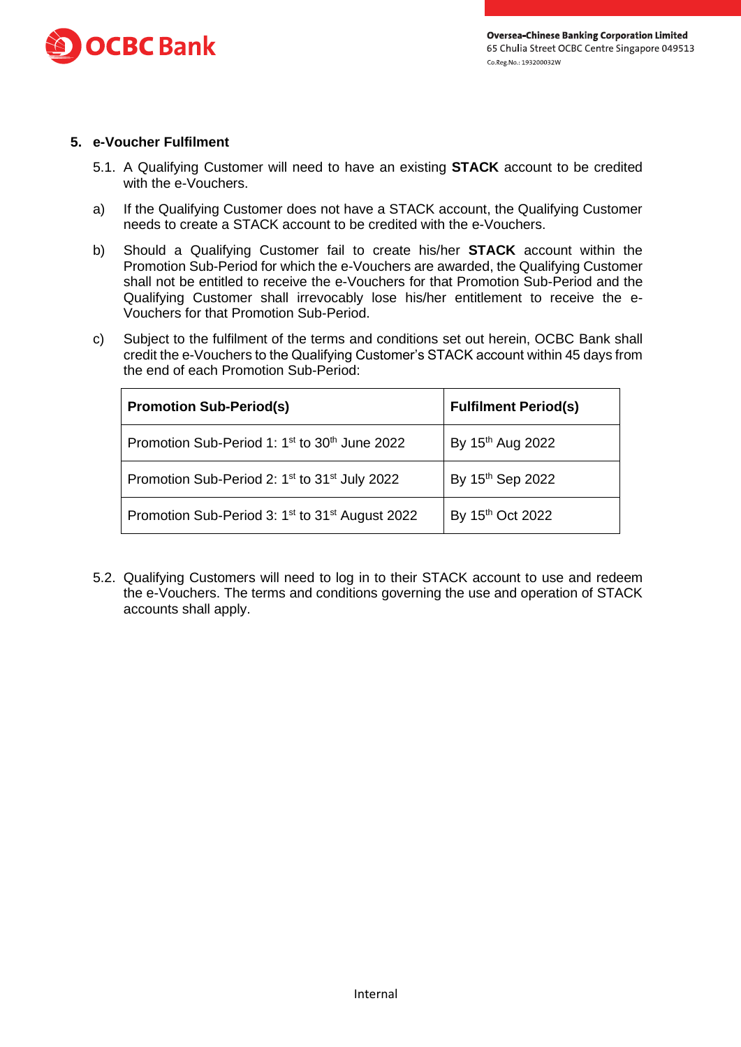## 5. e-Voucher Fulfilment

5.1. A Qualifying Customer will need to have an existing **STACK** account to be credited with the e-Vouchers.

a) If the Qualifying Customer does not have a STACK account, the Qualifying Customer needs to create a STACK account to be credited with the e-Vouchers.

b) Should a Qualifying Customer fail to create his/her **STACK** account within the Promotion Sub-Period for which the e-Vouchers are awarded, the Qualifying Customer shall not be entitled to receive the e-Vouchers for that Promotion Sub-Period and the Qualifying Customer shall irrevocably lose his/her entitlement to receive the e-Vouchers for that Promotion Sub-Period.

c) Subject to the fulfilment of the terms and conditions set out herein, OCBC Bank shall credit the e-Vouchers to the Qualifying Customer's STACK account within 45 days from the end of each Promotion Sub-Period:

| **Promotion Sub-Period(s)** | **Fulfilment Period(s)** |
|---|---|
| Promotion Sub-Period 1: 1st to 30th June 2022 | By 15th Aug 2022 |
| Promotion Sub-Period 2: 1st to 31st July 2022 | By 15th Sep 2022 |
| Promotion Sub-Period 3: 1st to 31st August 2022 | By 15th Oct 2022 |

5.2. Qualifying Customers will need to log in to their STACK account to use and redeem the e-Vouchers. The terms and conditions governing the use and operation of STACK accounts shall apply.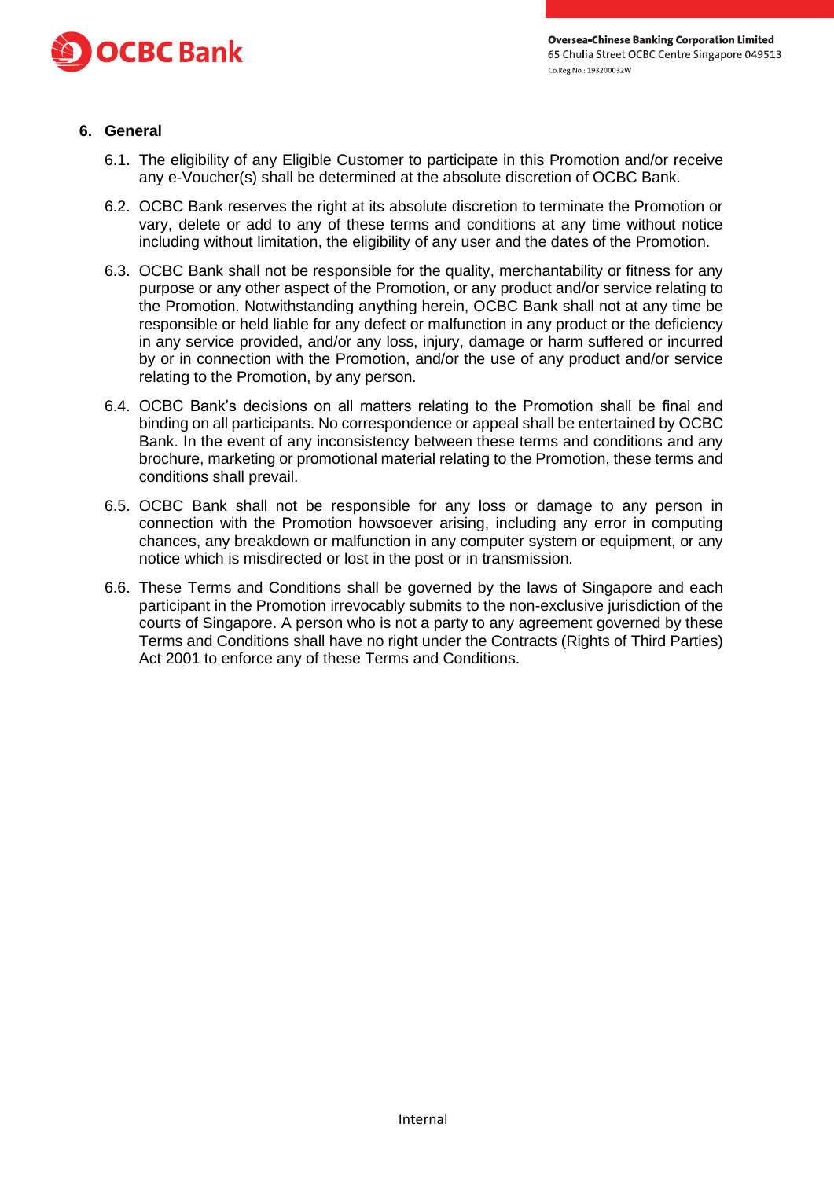## 6. General

6.1. The eligibility of any Eligible Customer to participate in this Promotion and/or receive any e-Voucher(s) shall be determined at the absolute discretion of OCBC Bank.

6.2. OCBC Bank reserves the right at its absolute discretion to terminate the Promotion or vary, delete or add to any of these terms and conditions at any time without notice including without limitation, the eligibility of any user and the dates of the Promotion.

6.3. OCBC Bank shall not be responsible for the quality, merchantability or fitness for any purpose or any other aspect of the Promotion, or any product and/or service relating to the Promotion. Notwithstanding anything herein, OCBC Bank shall not at any time be responsible or held liable for any defect or malfunction in any product or the deficiency in any service provided, and/or any loss, injury, damage or harm suffered or incurred by or in connection with the Promotion, and/or the use of any product and/or service relating to the Promotion, by any person.

6.4. OCBC Bank's decisions on all matters relating to the Promotion shall be final and binding on all participants. No correspondence or appeal shall be entertained by OCBC Bank. In the event of any inconsistency between these terms and conditions and any brochure, marketing or promotional material relating to the Promotion, these terms and conditions shall prevail.

6.5. OCBC Bank shall not be responsible for any loss or damage to any person in connection with the Promotion howsoever arising, including any error in computing chances, any breakdown or malfunction in any computer system or equipment, or any notice which is misdirected or lost in the post or in transmission.

6.6. These Terms and Conditions shall be governed by the laws of Singapore and each participant in the Promotion irrevocably submits to the non-exclusive jurisdiction of the courts of Singapore. A person who is not a party to any agreement governed by these Terms and Conditions shall have no right under the Contracts (Rights of Third Parties) Act 2001 to enforce any of these Terms and Conditions.